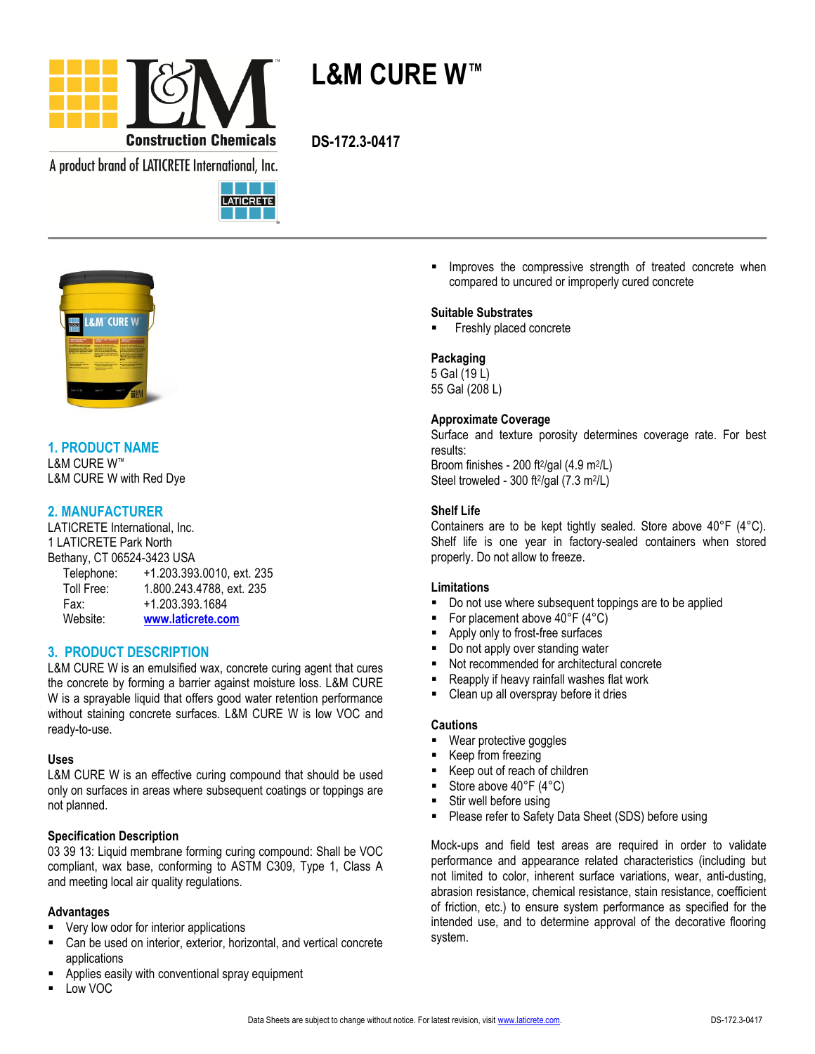# L&M CURE W™

**DS-172.3-0417**

## 1. PRODUCT NAME

L&M CURE W™
L&M CURE W with Red Dye

## 2. MANUFACTURER

LATICRETE International, Inc.
1 LATICRETE Park North
Bethany, CT 06524-3423 USA

| | |
|---|---|
| Telephone: | +1.203.393.0010, ext. 235 |
| Toll Free: | 1.800.243.4788, ext. 235 |
| Fax: | +1.203.393.1684 |
| Website: | www.laticrete.com |

## 3. PRODUCT DESCRIPTION

L&M CURE W is an emulsified wax, concrete curing agent that cures the concrete by forming a barrier against moisture loss. L&M CURE W is a sprayable liquid that offers good water retention performance without staining concrete surfaces. L&M CURE W is low VOC and ready-to-use.

### Uses

L&M CURE W is an effective curing compound that should be used only on surfaces in areas where subsequent coatings or toppings are not planned.

### Specification Description

03 39 13: Liquid membrane forming curing compound: Shall be VOC compliant, wax base, conforming to ASTM C309, Type 1, Class A and meeting local air quality regulations.

### Advantages

- Very low odor for interior applications
- Can be used on interior, exterior, horizontal, and vertical concrete applications
- Applies easily with conventional spray equipment
- Low VOC
- Improves the compressive strength of treated concrete when compared to uncured or improperly cured concrete

### Suitable Substrates

- Freshly placed concrete

### Packaging

5 Gal (19 L)
55 Gal (208 L)

### Approximate Coverage

Surface and texture porosity determines coverage rate. For best results:
Broom finishes - 200 ft²/gal (4.9 m²/L)
Steel troweled - 300 ft²/gal (7.3 m²/L)

### Shelf Life

Containers are to be kept tightly sealed. Store above 40°F (4°C). Shelf life is one year in factory-sealed containers when stored properly. Do not allow to freeze.

### Limitations

- Do not use where subsequent toppings are to be applied
- For placement above 40°F (4°C)
- Apply only to frost-free surfaces
- Do not apply over standing water
- Not recommended for architectural concrete
- Reapply if heavy rainfall washes flat work
- Clean up all overspray before it dries

### Cautions

- Wear protective goggles
- Keep from freezing
- Keep out of reach of children
- Store above 40°F (4°C)
- Stir well before using
- Please refer to Safety Data Sheet (SDS) before using

Mock-ups and field test areas are required in order to validate performance and appearance related characteristics (including but not limited to color, inherent surface variations, wear, anti-dusting, abrasion resistance, chemical resistance, stain resistance, coefficient of friction, etc.) to ensure system performance as specified for the intended use, and to determine approval of the decorative flooring system.

Data Sheets are subject to change without notice. For latest revision, visit www.laticrete.com.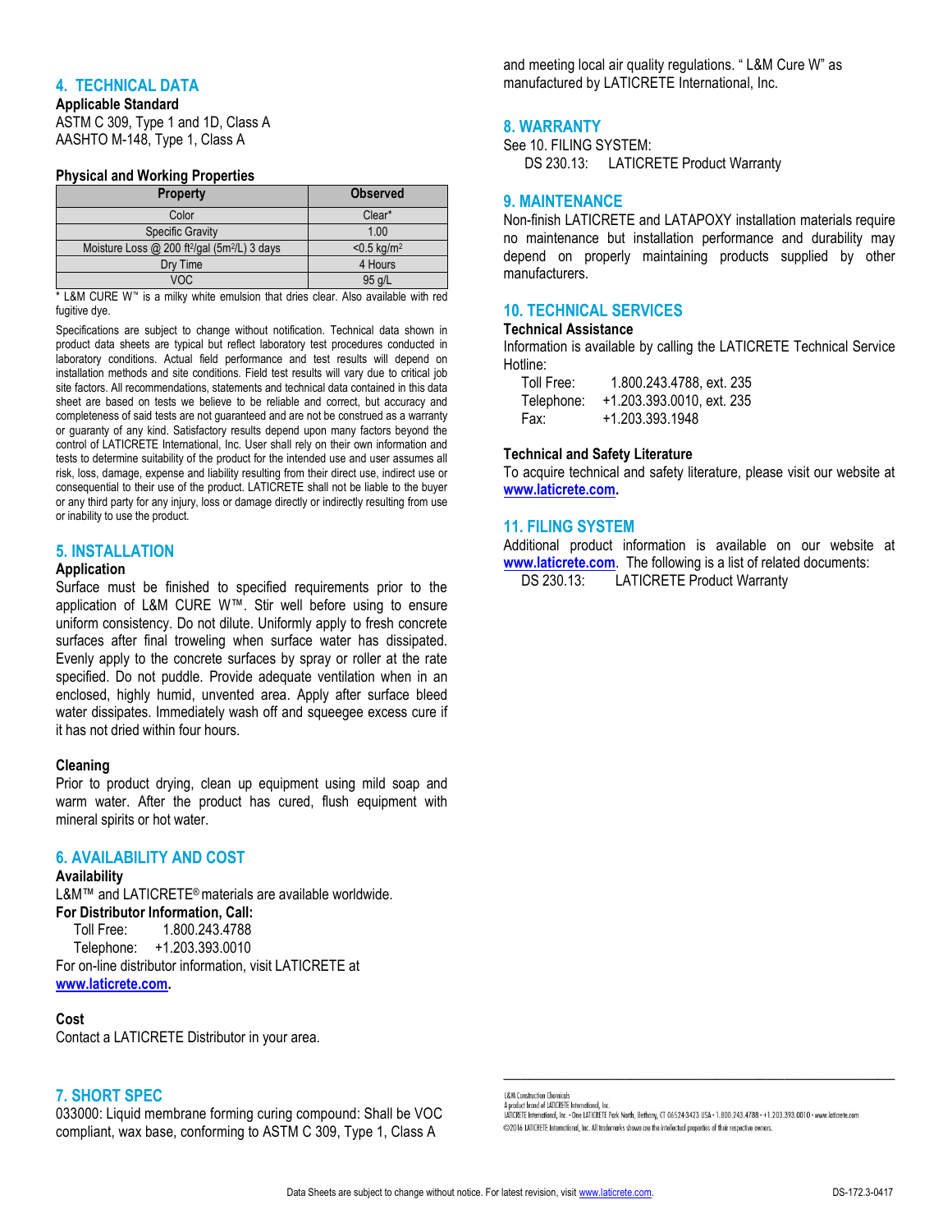## 4. TECHNICAL DATA

**Applicable Standard**

ASTM C 309, Type 1 and 1D, Class A
AASHTO M-148, Type 1, Class A

**Physical and Working Properties**

| Property | Observed |
|---|---|
| Color | Clear* |
| Specific Gravity | 1.00 |
| Moisture Loss @ 200 ft²/gal (5m²/L) 3 days | <0.5 kg/m² |
| Dry Time | 4 Hours |
| VOC | 95 g/L |

\* L&M CURE W™ is a milky white emulsion that dries clear. Also available with red fugitive dye.

Specifications are subject to change without notification. Technical data shown in product data sheets are typical but reflect laboratory test procedures conducted in laboratory conditions. Actual field performance and test results will depend on installation methods and site conditions. Field test results will vary due to critical job site factors. All recommendations, statements and technical data contained in this data sheet are based on tests we believe to be reliable and correct, but accuracy and completeness of said tests are not guaranteed and are not to be construed as a warranty or guaranty of any kind. Satisfactory results depend upon many factors beyond the control of LATICRETE International, Inc. User shall rely on their own information and tests to determine suitability of the product for the intended use and user assumes all risk, loss, damage, expense and liability resulting from their direct use, indirect use or consequential to their use of the product. LATICRETE shall not be liable to the buyer or any third party for any injury, loss or damage directly or indirectly resulting from use or inability to use the product.

## 5. INSTALLATION

**Application**

Surface must be finished to specified requirements prior to the application of L&M CURE W™. Stir well before using to ensure uniform consistency. Do not dilute. Uniformly apply to fresh concrete surfaces after final troweling when surface water has dissipated. Evenly apply to the concrete surfaces by spray or roller at the rate specified. Do not puddle. Provide adequate ventilation when in an enclosed, highly humid, unvented area. Apply after surface bleed water dissipates. Immediately wash off and squeegee excess cure if it has not dried within four hours.

**Cleaning**

Prior to product drying, clean up equipment using mild soap and warm water. After the product has cured, flush equipment with mineral spirits or hot water.

## 6. AVAILABILITY AND COST

**Availability**

L&M™ and LATICRETE® materials are available worldwide.

**For Distributor Information, Call:**

Toll Free: 1.800.243.4788
Telephone: +1.203.393.0010

For on-line distributor information, visit LATICRETE at **www.laticrete.com**.

**Cost**

Contact a LATICRETE Distributor in your area.

## 7. SHORT SPEC

033000: Liquid membrane forming curing compound: Shall be VOC compliant, wax base, conforming to ASTM C 309, Type 1, Class A and meeting local air quality regulations. " L&M Cure W" as manufactured by LATICRETE International, Inc.

## 8. WARRANTY

See 10. FILING SYSTEM:
DS 230.13: LATICRETE Product Warranty

## 9. MAINTENANCE

Non-finish LATICRETE and LATAPOXY installation materials require no maintenance but installation performance and durability may depend on properly maintaining products supplied by other manufacturers.

## 10. TECHNICAL SERVICES

**Technical Assistance**

Information is available by calling the LATICRETE Technical Service Hotline:

Toll Free: 1.800.243.4788, ext. 235
Telephone: +1.203.393.0010, ext. 235
Fax: +1.203.393.1948

**Technical and Safety Literature**

To acquire technical and safety literature, please visit our website at **www.laticrete.com**.

## 11. FILING SYSTEM

Additional product information is available on our website at **www.laticrete.com**. The following is a list of related documents:
DS 230.13: LATICRETE Product Warranty

L&M Construction Chemicals
A product brand of LATICRETE International, Inc.
LATICRETE International, Inc. • One LATICRETE Park North, Bethany, CT 06524-3423 USA • 1.800.243.4788 • +1.203.393.0010 • www.laticrete.com
©2016 LATICRETE International, Inc. All trademarks shown are the intellectual properties of their respective owners.

Data Sheets are subject to change without notice. For latest revision, visit www.laticrete.com. DS-172.3-0417